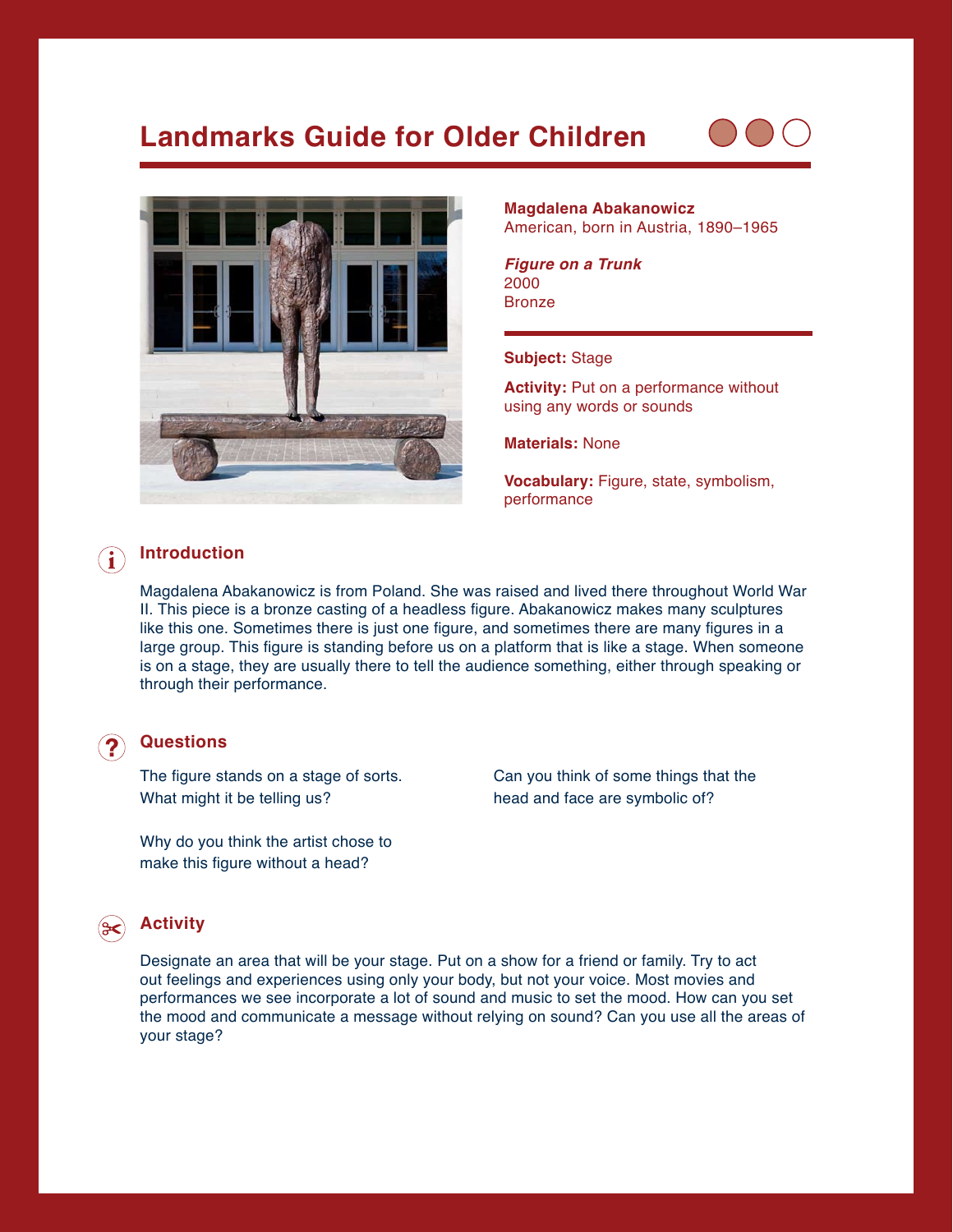# Landmarks Guide for Older Children

**Magdalena Abakanowicz**
American, born in Austria, 1890–1965

***Figure on a Trunk***
2000
Bronze

**Subject:** Stage

**Activity:** Put on a performance without using any words or sounds

**Materials:** None

**Vocabulary:** Figure, state, symbolism, performance

## Introduction

Magdalena Abakanowicz is from Poland. She was raised and lived there throughout World War II. This piece is a bronze casting of a headless figure. Abakanowicz makes many sculptures like this one. Sometimes there is just one figure, and sometimes there are many figures in a large group. This figure is standing before us on a platform that is like a stage. When someone is on a stage, they are usually there to tell the audience something, either through speaking or through their performance.

## Questions

The figure stands on a stage of sorts. What might it be telling us?

Why do you think the artist chose to make this figure without a head?

Can you think of some things that the head and face are symbolic of?

## Activity

Designate an area that will be your stage. Put on a show for a friend or family. Try to act out feelings and experiences using only your body, but not your voice. Most movies and performances we see incorporate a lot of sound and music to set the mood. How can you set the mood and communicate a message without relying on sound? Can you use all the areas of your stage?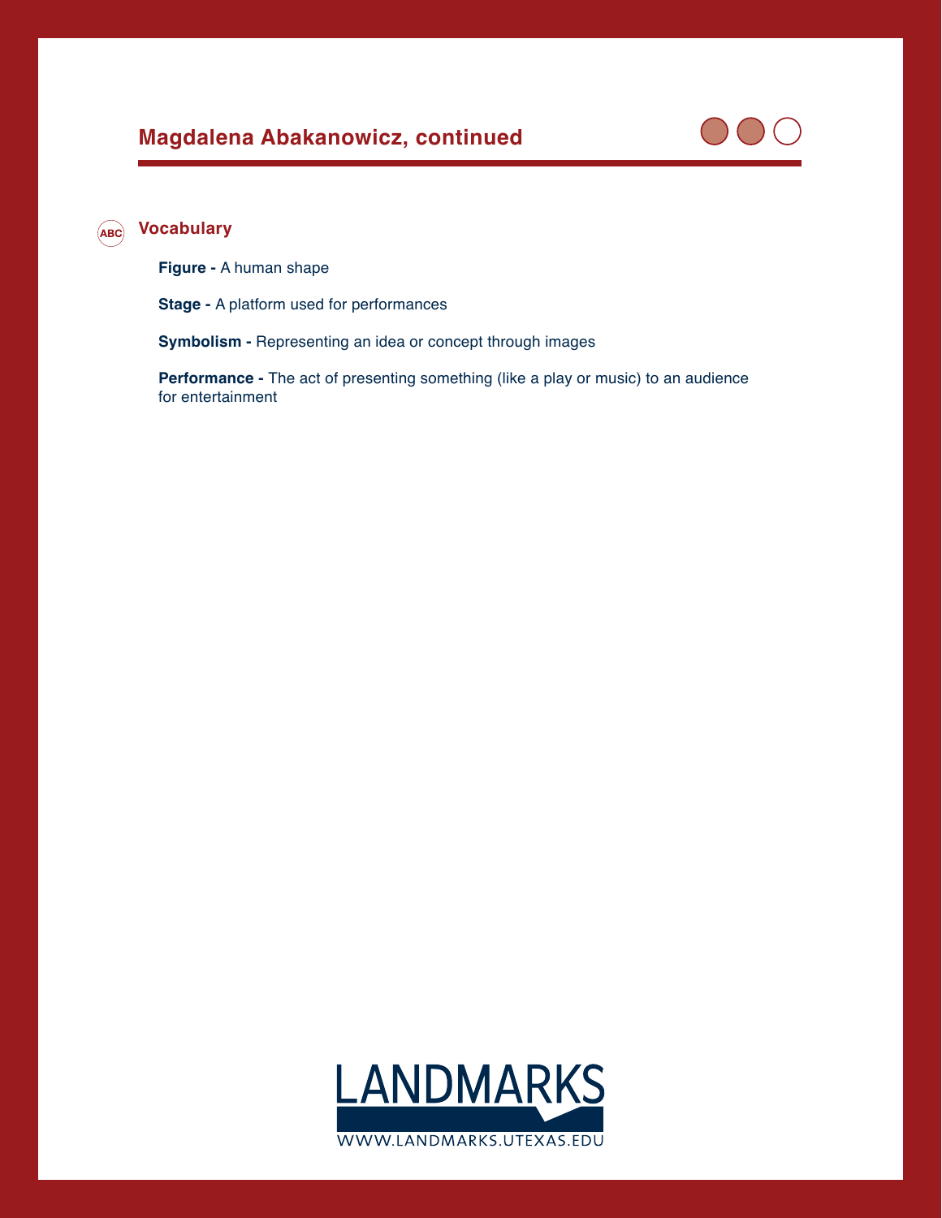## Magdalena Abakanowicz, continued

### Vocabulary

**Figure -** A human shape

**Stage -** A platform used for performances

**Symbolism -** Representing an idea or concept through images

**Performance -** The act of presenting something (like a play or music) to an audience for entertainment

LANDMARKS

WWW.LANDMARKS.UTEXAS.EDU